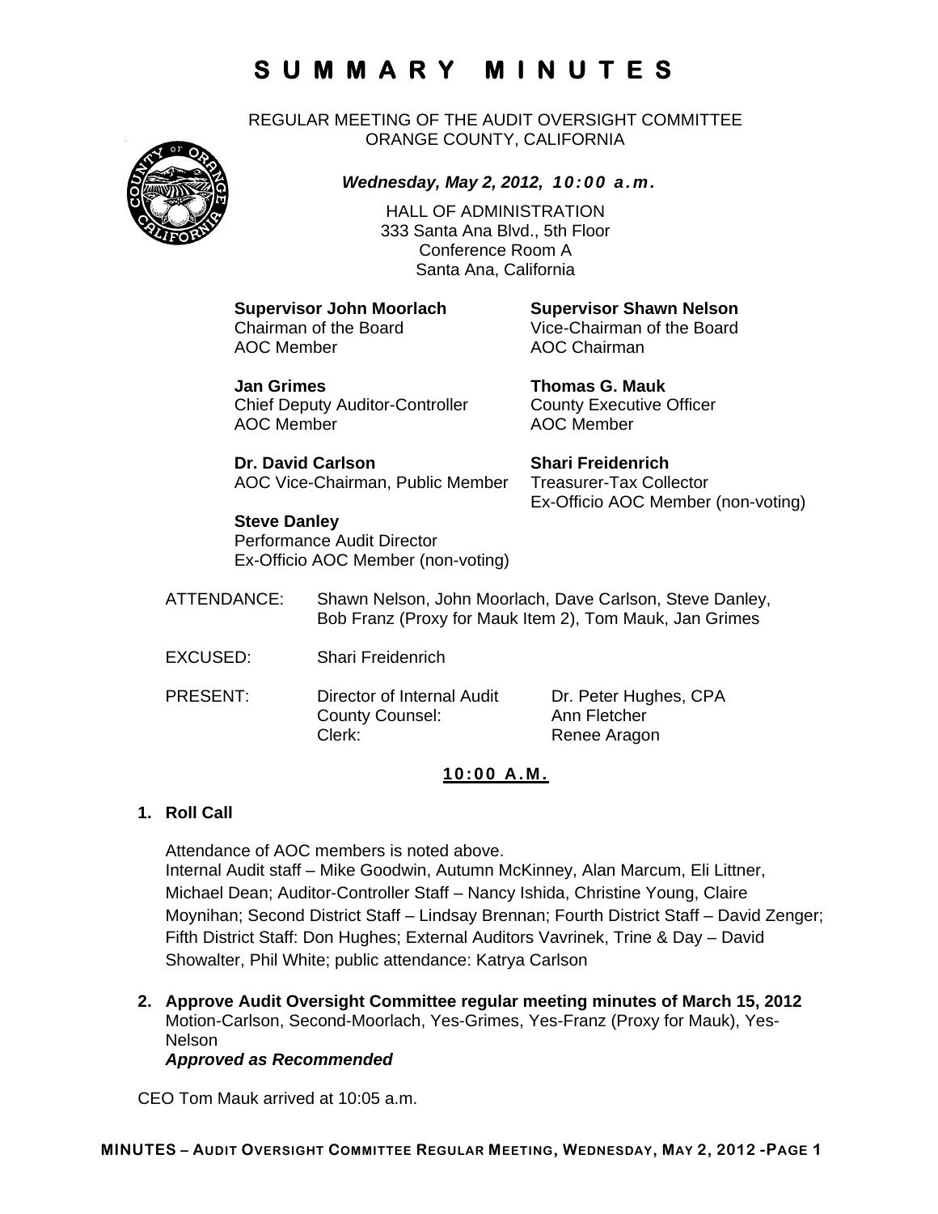# SUMMARY MINUTES

REGULAR MEETING OF THE AUDIT OVERSIGHT COMMITTEE
ORANGE COUNTY, CALIFORNIA

***Wednesday, May 2, 2012, 10:00 a.m.***

HALL OF ADMINISTRATION
333 Santa Ana Blvd., 5th Floor
Conference Room A
Santa Ana, California

**Supervisor John Moorlach**
Chairman of the Board
AOC Member

**Supervisor Shawn Nelson**
Vice-Chairman of the Board
AOC Chairman

**Jan Grimes**
Chief Deputy Auditor-Controller
AOC Member

**Thomas G. Mauk**
County Executive Officer
AOC Member

**Dr. David Carlson**
AOC Vice-Chairman, Public Member

**Shari Freidenrich**
Treasurer-Tax Collector
Ex-Officio AOC Member (non-voting)

**Steve Danley**
Performance Audit Director
Ex-Officio AOC Member (non-voting)

ATTENDANCE: Shawn Nelson, John Moorlach, Dave Carlson, Steve Danley, Bob Franz (Proxy for Mauk Item 2), Tom Mauk, Jan Grimes

EXCUSED: Shari Freidenrich

PRESENT:

| | |
|---|---|
| Director of Internal Audit | Dr. Peter Hughes, CPA |
| County Counsel: | Ann Fletcher |
| Clerk: | Renee Aragon |

**10:00 A.M.**

**1. Roll Call**

Attendance of AOC members is noted above.
Internal Audit staff – Mike Goodwin, Autumn McKinney, Alan Marcum, Eli Littner, Michael Dean; Auditor-Controller Staff – Nancy Ishida, Christine Young, Claire Moynihan; Second District Staff – Lindsay Brennan; Fourth District Staff – David Zenger; Fifth District Staff: Don Hughes; External Auditors Vavrinek, Trine & Day – David Showalter, Phil White; public attendance: Katrya Carlson

**2. Approve Audit Oversight Committee regular meeting minutes of March 15, 2012**
Motion-Carlson, Second-Moorlach, Yes-Grimes, Yes-Franz (Proxy for Mauk), Yes-Nelson
***Approved as Recommended***

CEO Tom Mauk arrived at 10:05 a.m.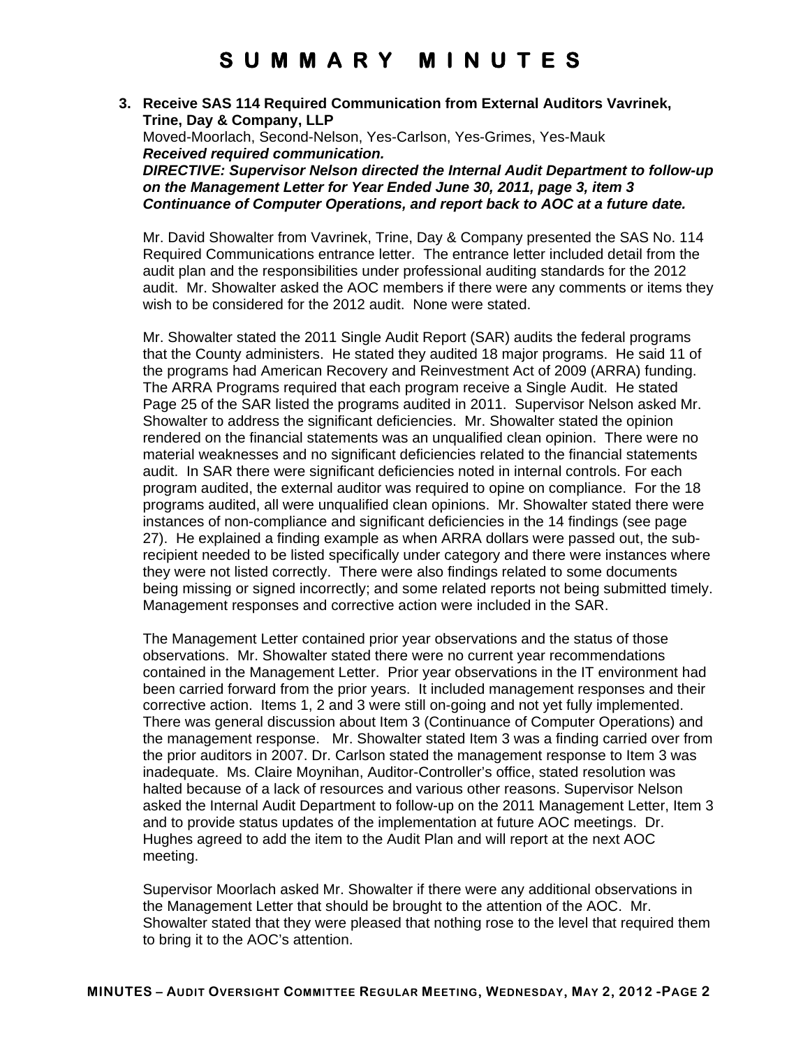# SUMMARY MINUTES

**3. Receive SAS 114 Required Communication from External Auditors Vavrinek, Trine, Day & Company, LLP**

Moved-Moorlach, Second-Nelson, Yes-Carlson, Yes-Grimes, Yes-Mauk

***Received required communication.***

***DIRECTIVE: Supervisor Nelson directed the Internal Audit Department to follow-up on the Management Letter for Year Ended June 30, 2011, page 3, item 3 Continuance of Computer Operations, and report back to AOC at a future date.***

Mr. David Showalter from Vavrinek, Trine, Day & Company presented the SAS No. 114 Required Communications entrance letter. The entrance letter included detail from the audit plan and the responsibilities under professional auditing standards for the 2012 audit. Mr. Showalter asked the AOC members if there were any comments or items they wish to be considered for the 2012 audit. None were stated.

Mr. Showalter stated the 2011 Single Audit Report (SAR) audits the federal programs that the County administers. He stated they audited 18 major programs. He said 11 of the programs had American Recovery and Reinvestment Act of 2009 (ARRA) funding. The ARRA Programs required that each program receive a Single Audit. He stated Page 25 of the SAR listed the programs audited in 2011. Supervisor Nelson asked Mr. Showalter to address the significant deficiencies. Mr. Showalter stated the opinion rendered on the financial statements was an unqualified clean opinion. There were no material weaknesses and no significant deficiencies related to the financial statements audit. In SAR there were significant deficiencies noted in internal controls. For each program audited, the external auditor was required to opine on compliance. For the 18 programs audited, all were unqualified clean opinions. Mr. Showalter stated there were instances of non-compliance and significant deficiencies in the 14 findings (see page 27). He explained a finding example as when ARRA dollars were passed out, the sub-recipient needed to be listed specifically under category and there were instances where they were not listed correctly. There were also findings related to some documents being missing or signed incorrectly; and some related reports not being submitted timely. Management responses and corrective action were included in the SAR.

The Management Letter contained prior year observations and the status of those observations. Mr. Showalter stated there were no current year recommendations contained in the Management Letter. Prior year observations in the IT environment had been carried forward from the prior years. It included management responses and their corrective action. Items 1, 2 and 3 were still on-going and not yet fully implemented. There was general discussion about Item 3 (Continuance of Computer Operations) and the management response. Mr. Showalter stated Item 3 was a finding carried over from the prior auditors in 2007. Dr. Carlson stated the management response to Item 3 was inadequate. Ms. Claire Moynihan, Auditor-Controller's office, stated resolution was halted because of a lack of resources and various other reasons. Supervisor Nelson asked the Internal Audit Department to follow-up on the 2011 Management Letter, Item 3 and to provide status updates of the implementation at future AOC meetings. Dr. Hughes agreed to add the item to the Audit Plan and will report at the next AOC meeting.

Supervisor Moorlach asked Mr. Showalter if there were any additional observations in the Management Letter that should be brought to the attention of the AOC. Mr. Showalter stated that they were pleased that nothing rose to the level that required them to bring it to the AOC's attention.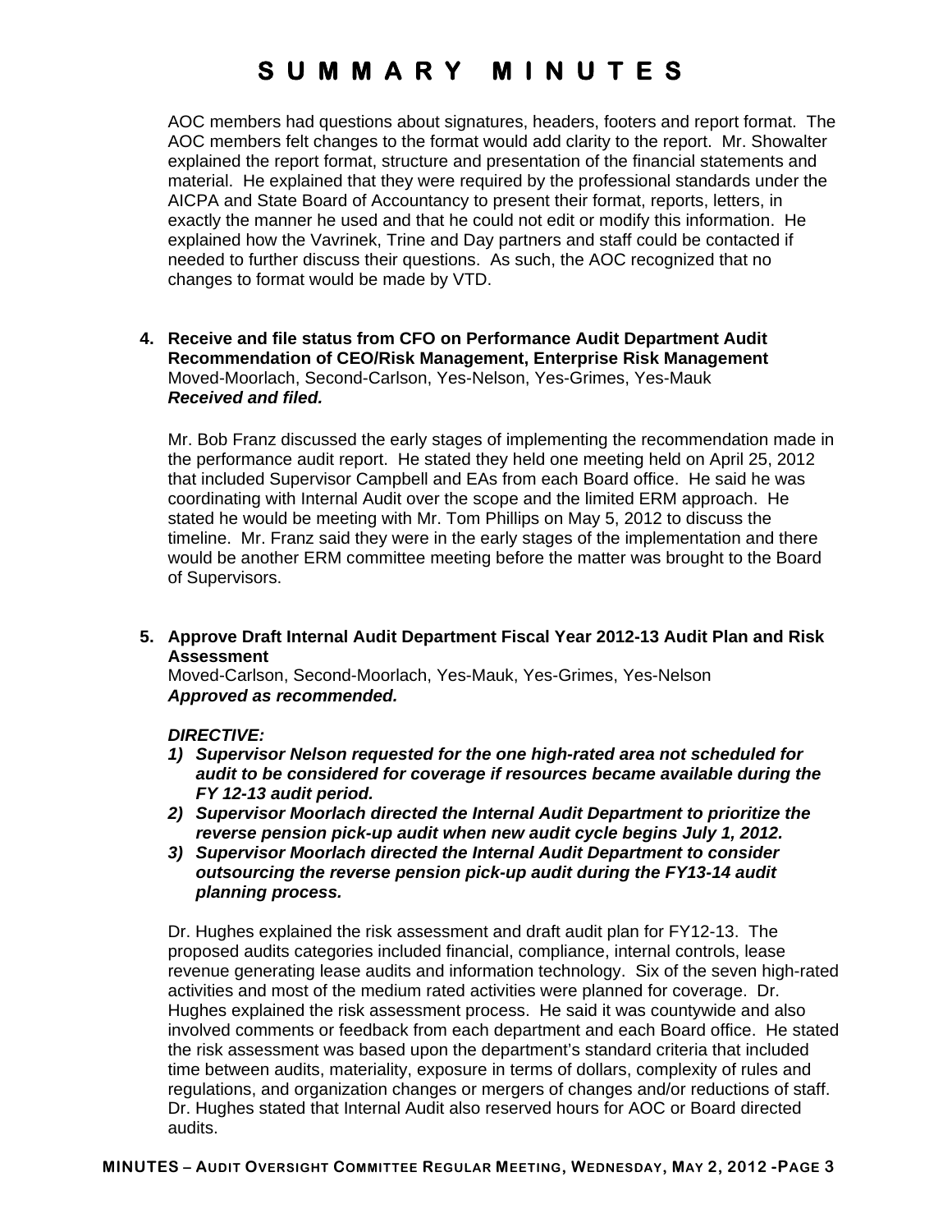AOC members had questions about signatures, headers, footers and report format. The AOC members felt changes to the format would add clarity to the report. Mr. Showalter explained the report format, structure and presentation of the financial statements and material. He explained that they were required by the professional standards under the AICPA and State Board of Accountancy to present their format, reports, letters, in exactly the manner he used and that he could not edit or modify this information. He explained how the Vavrinek, Trine and Day partners and staff could be contacted if needed to further discuss their questions. As such, the AOC recognized that no changes to format would be made by VTD.

**4. Receive and file status from CFO on Performance Audit Department Audit Recommendation of CEO/Risk Management, Enterprise Risk Management**

Moved-Moorlach, Second-Carlson, Yes-Nelson, Yes-Grimes, Yes-Mauk

***Received and filed.***

Mr. Bob Franz discussed the early stages of implementing the recommendation made in the performance audit report. He stated they held one meeting held on April 25, 2012 that included Supervisor Campbell and EAs from each Board office. He said he was coordinating with Internal Audit over the scope and the limited ERM approach. He stated he would be meeting with Mr. Tom Phillips on May 5, 2012 to discuss the timeline. Mr. Franz said they were in the early stages of the implementation and there would be another ERM committee meeting before the matter was brought to the Board of Supervisors.

**5. Approve Draft Internal Audit Department Fiscal Year 2012-13 Audit Plan and Risk Assessment**

Moved-Carlson, Second-Moorlach, Yes-Mauk, Yes-Grimes, Yes-Nelson

***Approved as recommended.***

***DIRECTIVE:***

1) ***Supervisor Nelson requested for the one high-rated area not scheduled for audit to be considered for coverage if resources became available during the FY 12-13 audit period.***
2) ***Supervisor Moorlach directed the Internal Audit Department to prioritize the reverse pension pick-up audit when new audit cycle begins July 1, 2012.***
3) ***Supervisor Moorlach directed the Internal Audit Department to consider outsourcing the reverse pension pick-up audit during the FY13-14 audit planning process.***

Dr. Hughes explained the risk assessment and draft audit plan for FY12-13. The proposed audits categories included financial, compliance, internal controls, lease revenue generating lease audits and information technology. Six of the seven high-rated activities and most of the medium rated activities were planned for coverage. Dr. Hughes explained the risk assessment process. He said it was countywide and also involved comments or feedback from each department and each Board office. He stated the risk assessment was based upon the department's standard criteria that included time between audits, materiality, exposure in terms of dollars, complexity of rules and regulations, and organization changes or mergers of changes and/or reductions of staff. Dr. Hughes stated that Internal Audit also reserved hours for AOC or Board directed audits.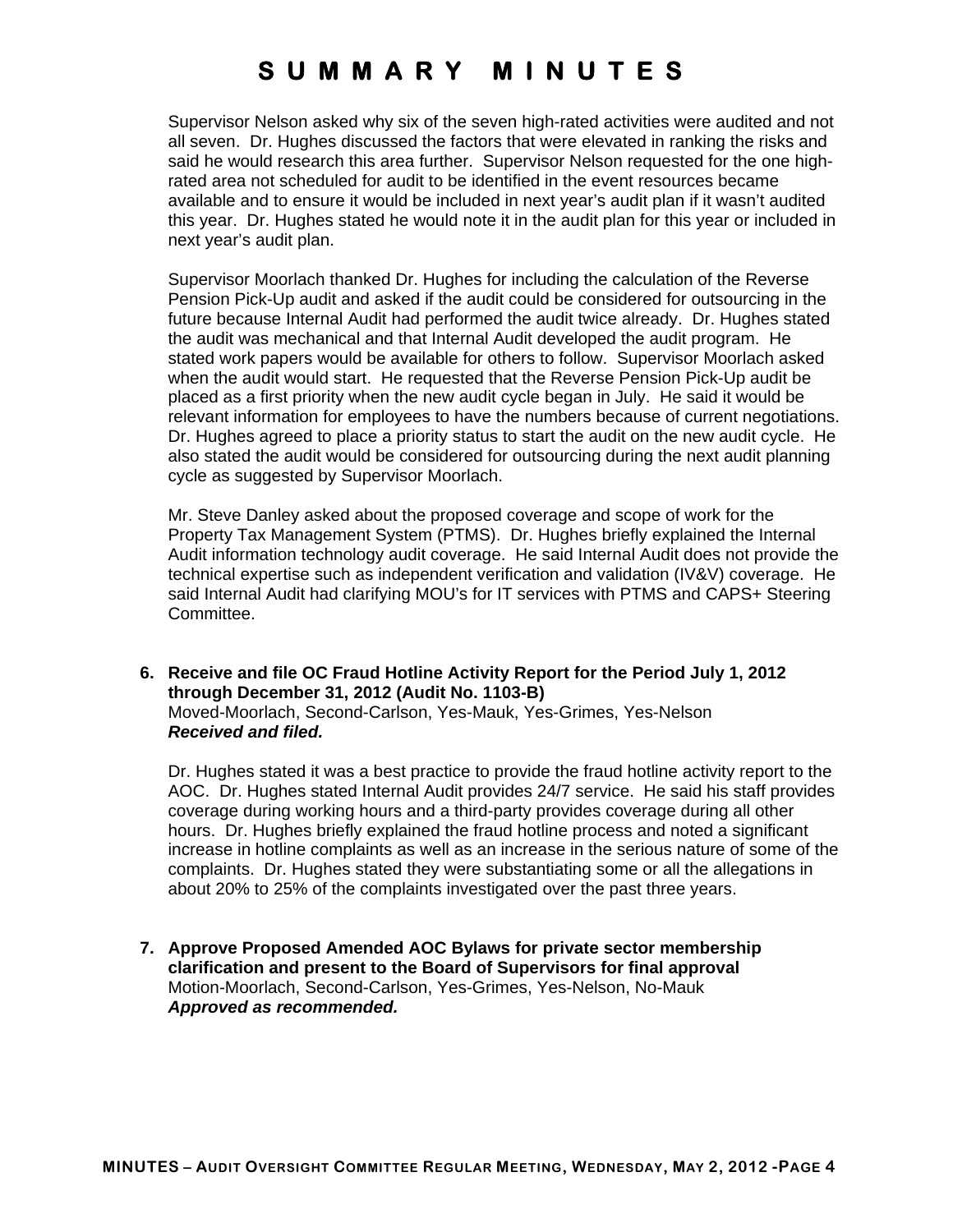Supervisor Nelson asked why six of the seven high-rated activities were audited and not all seven. Dr. Hughes discussed the factors that were elevated in ranking the risks and said he would research this area further. Supervisor Nelson requested for the one high-rated area not scheduled for audit to be identified in the event resources became available and to ensure it would be included in next year's audit plan if it wasn't audited this year. Dr. Hughes stated he would note it in the audit plan for this year or included in next year's audit plan.

Supervisor Moorlach thanked Dr. Hughes for including the calculation of the Reverse Pension Pick-Up audit and asked if the audit could be considered for outsourcing in the future because Internal Audit had performed the audit twice already. Dr. Hughes stated the audit was mechanical and that Internal Audit developed the audit program. He stated work papers would be available for others to follow. Supervisor Moorlach asked when the audit would start. He requested that the Reverse Pension Pick-Up audit be placed as a first priority when the new audit cycle began in July. He said it would be relevant information for employees to have the numbers because of current negotiations. Dr. Hughes agreed to place a priority status to start the audit on the new audit cycle. He also stated the audit would be considered for outsourcing during the next audit planning cycle as suggested by Supervisor Moorlach.

Mr. Steve Danley asked about the proposed coverage and scope of work for the Property Tax Management System (PTMS). Dr. Hughes briefly explained the Internal Audit information technology audit coverage. He said Internal Audit does not provide the technical expertise such as independent verification and validation (IV&V) coverage. He said Internal Audit had clarifying MOU's for IT services with PTMS and CAPS+ Steering Committee.

**6. Receive and file OC Fraud Hotline Activity Report for the Period July 1, 2012 through December 31, 2012 (Audit No. 1103-B)**
Moved-Moorlach, Second-Carlson, Yes-Mauk, Yes-Grimes, Yes-Nelson
***Received and filed.***

Dr. Hughes stated it was a best practice to provide the fraud hotline activity report to the AOC. Dr. Hughes stated Internal Audit provides 24/7 service. He said his staff provides coverage during working hours and a third-party provides coverage during all other hours. Dr. Hughes briefly explained the fraud hotline process and noted a significant increase in hotline complaints as well as an increase in the serious nature of some of the complaints. Dr. Hughes stated they were substantiating some or all the allegations in about 20% to 25% of the complaints investigated over the past three years.

**7. Approve Proposed Amended AOC Bylaws for private sector membership clarification and present to the Board of Supervisors for final approval**
Motion-Moorlach, Second-Carlson, Yes-Grimes, Yes-Nelson, No-Mauk
***Approved as recommended.***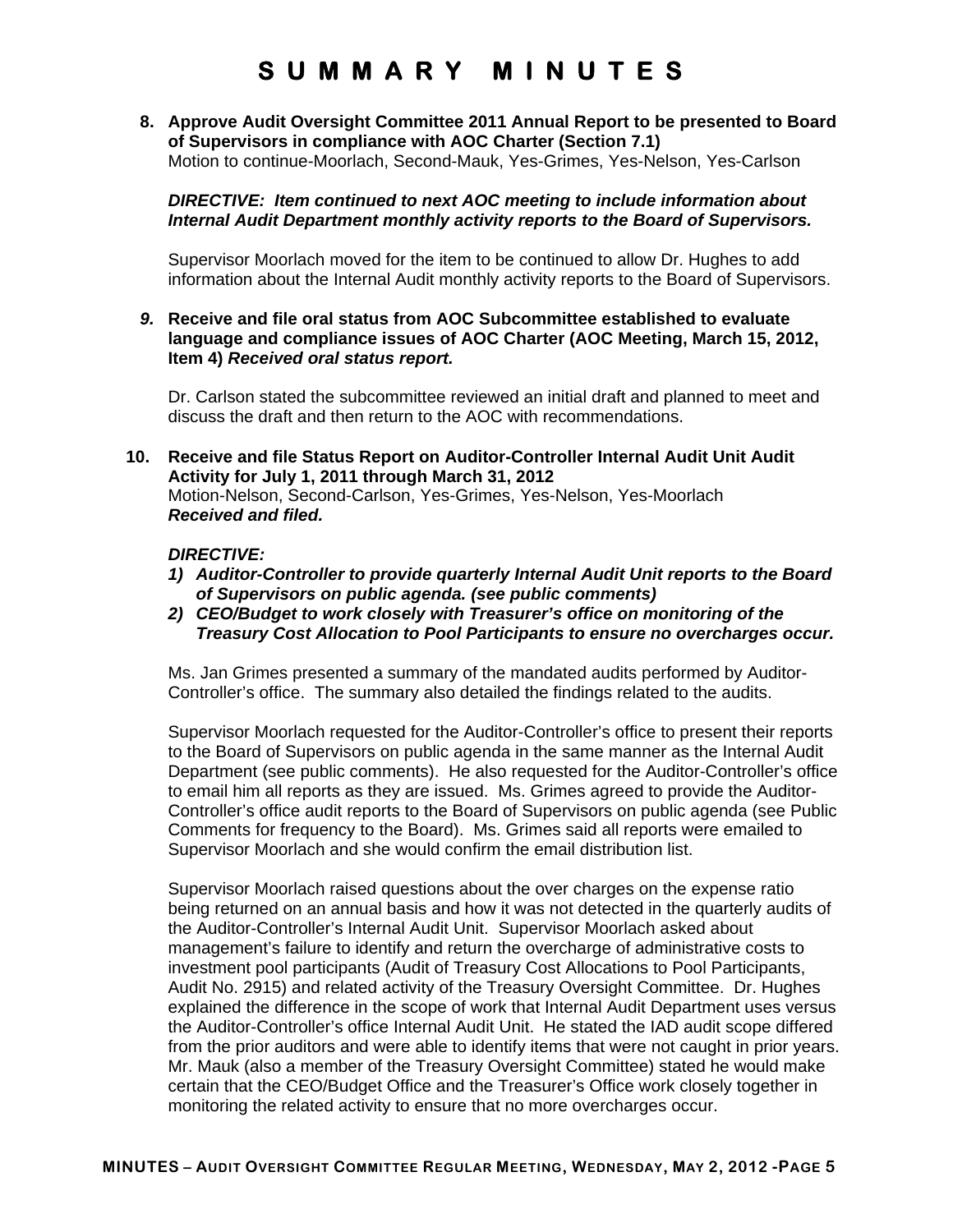# SUMMARY MINUTES

**8. Approve Audit Oversight Committee 2011 Annual Report to be presented to Board of Supervisors in compliance with AOC Charter (Section 7.1)**
Motion to continue-Moorlach, Second-Mauk, Yes-Grimes, Yes-Nelson, Yes-Carlson

***DIRECTIVE: Item continued to next AOC meeting to include information about Internal Audit Department monthly activity reports to the Board of Supervisors.***

Supervisor Moorlach moved for the item to be continued to allow Dr. Hughes to add information about the Internal Audit monthly activity reports to the Board of Supervisors.

***9.*** **Receive and file oral status from AOC Subcommittee established to evaluate language and compliance issues of AOC Charter (AOC Meeting, March 15, 2012, Item 4)** ***Received oral status report.***

Dr. Carlson stated the subcommittee reviewed an initial draft and planned to meet and discuss the draft and then return to the AOC with recommendations.

**10. Receive and file Status Report on Auditor-Controller Internal Audit Unit Audit Activity for July 1, 2011 through March 31, 2012**
Motion-Nelson, Second-Carlson, Yes-Grimes, Yes-Nelson, Yes-Moorlach
***Received and filed.***

***DIRECTIVE:***

1) ***Auditor-Controller to provide quarterly Internal Audit Unit reports to the Board of Supervisors on public agenda. (see public comments)***
2) ***CEO/Budget to work closely with Treasurer's office on monitoring of the Treasury Cost Allocation to Pool Participants to ensure no overcharges occur.***

Ms. Jan Grimes presented a summary of the mandated audits performed by Auditor-Controller's office. The summary also detailed the findings related to the audits.

Supervisor Moorlach requested for the Auditor-Controller's office to present their reports to the Board of Supervisors on public agenda in the same manner as the Internal Audit Department (see public comments). He also requested for the Auditor-Controller's office to email him all reports as they are issued. Ms. Grimes agreed to provide the Auditor-Controller's office audit reports to the Board of Supervisors on public agenda (see Public Comments for frequency to the Board). Ms. Grimes said all reports were emailed to Supervisor Moorlach and she would confirm the email distribution list.

Supervisor Moorlach raised questions about the over charges on the expense ratio being returned on an annual basis and how it was not detected in the quarterly audits of the Auditor-Controller's Internal Audit Unit. Supervisor Moorlach asked about management's failure to identify and return the overcharge of administrative costs to investment pool participants (Audit of Treasury Cost Allocations to Pool Participants, Audit No. 2915) and related activity of the Treasury Oversight Committee. Dr. Hughes explained the difference in the scope of work that Internal Audit Department uses versus the Auditor-Controller's office Internal Audit Unit. He stated the IAD audit scope differed from the prior auditors and were able to identify items that were not caught in prior years. Mr. Mauk (also a member of the Treasury Oversight Committee) stated he would make certain that the CEO/Budget Office and the Treasurer's Office work closely together in monitoring the related activity to ensure that no more overcharges occur.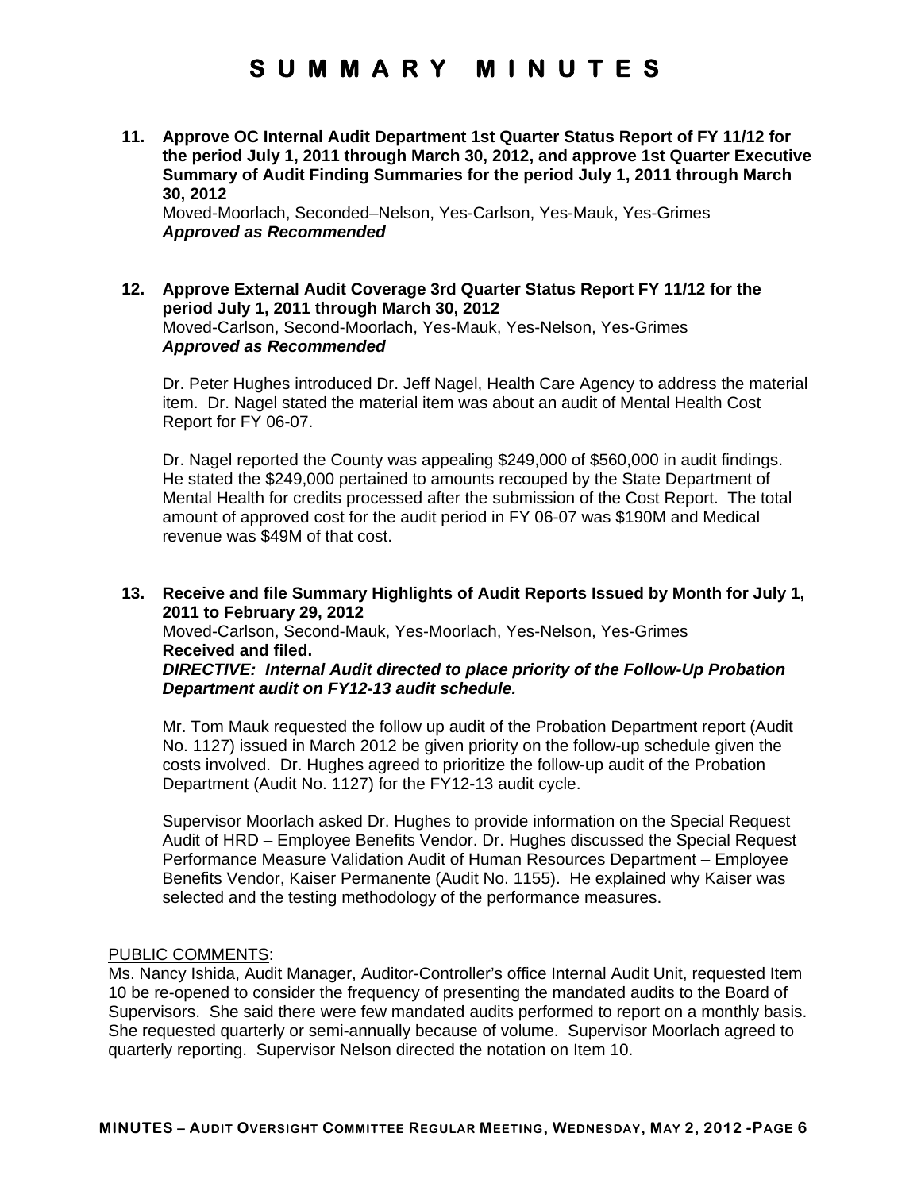# SUMMARY MINUTES

**11. Approve OC Internal Audit Department 1st Quarter Status Report of FY 11/12 for the period July 1, 2011 through March 30, 2012, and approve 1st Quarter Executive Summary of Audit Finding Summaries for the period July 1, 2011 through March 30, 2012**

Moved-Moorlach, Seconded–Nelson, Yes-Carlson, Yes-Mauk, Yes-Grimes
***Approved as Recommended***

**12. Approve External Audit Coverage 3rd Quarter Status Report FY 11/12 for the period July 1, 2011 through March 30, 2012**

Moved-Carlson, Second-Moorlach, Yes-Mauk, Yes-Nelson, Yes-Grimes
***Approved as Recommended***

Dr. Peter Hughes introduced Dr. Jeff Nagel, Health Care Agency to address the material item. Dr. Nagel stated the material item was about an audit of Mental Health Cost Report for FY 06-07.

Dr. Nagel reported the County was appealing $249,000 of $560,000 in audit findings. He stated the $249,000 pertained to amounts recouped by the State Department of Mental Health for credits processed after the submission of the Cost Report. The total amount of approved cost for the audit period in FY 06-07 was $190M and Medical revenue was $49M of that cost.

**13. Receive and file Summary Highlights of Audit Reports Issued by Month for July 1, 2011 to February 29, 2012**

Moved-Carlson, Second-Mauk, Yes-Moorlach, Yes-Nelson, Yes-Grimes
**Received and filed.**
***DIRECTIVE: Internal Audit directed to place priority of the Follow-Up Probation Department audit on FY12-13 audit schedule.***

Mr. Tom Mauk requested the follow up audit of the Probation Department report (Audit No. 1127) issued in March 2012 be given priority on the follow-up schedule given the costs involved. Dr. Hughes agreed to prioritize the follow-up audit of the Probation Department (Audit No. 1127) for the FY12-13 audit cycle.

Supervisor Moorlach asked Dr. Hughes to provide information on the Special Request Audit of HRD – Employee Benefits Vendor. Dr. Hughes discussed the Special Request Performance Measure Validation Audit of Human Resources Department – Employee Benefits Vendor, Kaiser Permanente (Audit No. 1155). He explained why Kaiser was selected and the testing methodology of the performance measures.

PUBLIC COMMENTS:

Ms. Nancy Ishida, Audit Manager, Auditor-Controller's office Internal Audit Unit, requested Item 10 be re-opened to consider the frequency of presenting the mandated audits to the Board of Supervisors. She said there were few mandated audits performed to report on a monthly basis. She requested quarterly or semi-annually because of volume. Supervisor Moorlach agreed to quarterly reporting. Supervisor Nelson directed the notation on Item 10.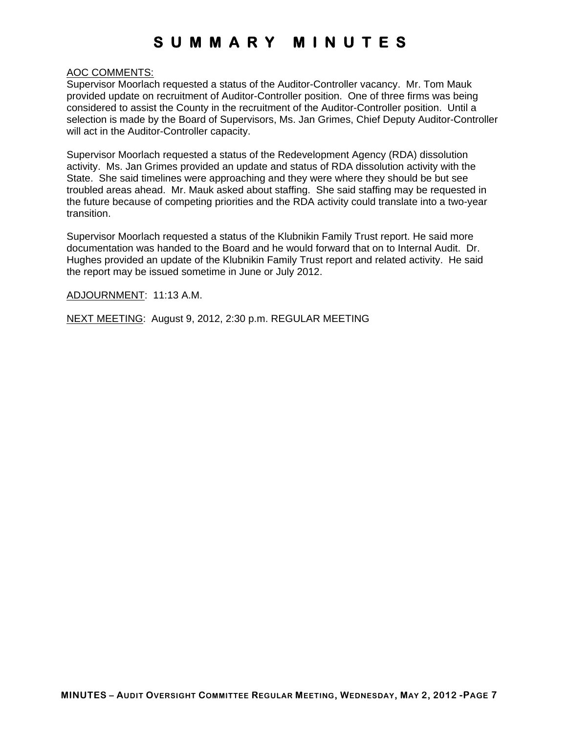# S U M M A R Y   M I N U T E S

AOC COMMENTS:

Supervisor Moorlach requested a status of the Auditor-Controller vacancy. Mr. Tom Mauk provided update on recruitment of Auditor-Controller position. One of three firms was being considered to assist the County in the recruitment of the Auditor-Controller position. Until a selection is made by the Board of Supervisors, Ms. Jan Grimes, Chief Deputy Auditor-Controller will act in the Auditor-Controller capacity.

Supervisor Moorlach requested a status of the Redevelopment Agency (RDA) dissolution activity. Ms. Jan Grimes provided an update and status of RDA dissolution activity with the State. She said timelines were approaching and they were where they should be but see troubled areas ahead. Mr. Mauk asked about staffing. She said staffing may be requested in the future because of competing priorities and the RDA activity could translate into a two-year transition.

Supervisor Moorlach requested a status of the Klubnikin Family Trust report. He said more documentation was handed to the Board and he would forward that on to Internal Audit. Dr. Hughes provided an update of the Klubnikin Family Trust report and related activity. He said the report may be issued sometime in June or July 2012.

ADJOURNMENT: 11:13 A.M.

NEXT MEETING: August 9, 2012, 2:30 p.m. REGULAR MEETING